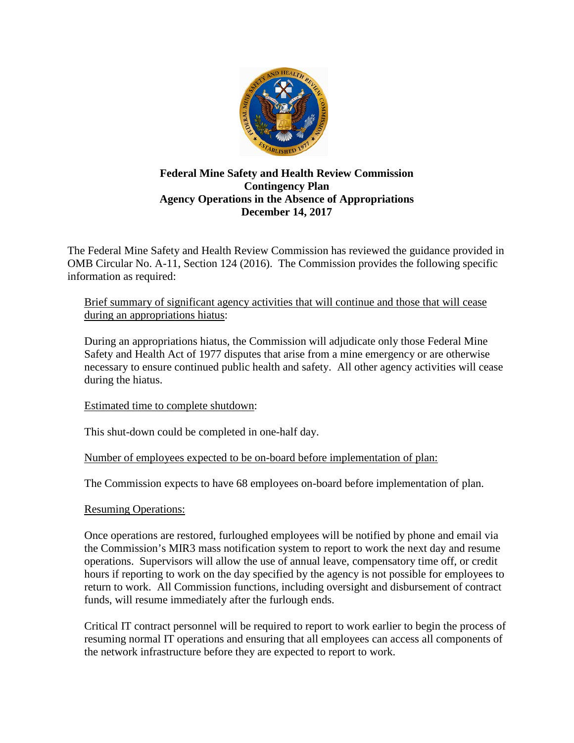**Federal Mine Safety and Health Review Commission**
**Contingency Plan**
**Agency Operations in the Absence of Appropriations**
**December 14, 2017**

The Federal Mine Safety and Health Review Commission has reviewed the guidance provided in OMB Circular No. A-11, Section 124 (2016). The Commission provides the following specific information as required:

Brief summary of significant agency activities that will continue and those that will cease during an appropriations hiatus:

During an appropriations hiatus, the Commission will adjudicate only those Federal Mine Safety and Health Act of 1977 disputes that arise from a mine emergency or are otherwise necessary to ensure continued public health and safety. All other agency activities will cease during the hiatus.

Estimated time to complete shutdown:

This shut-down could be completed in one-half day.

Number of employees expected to be on-board before implementation of plan:

The Commission expects to have 68 employees on-board before implementation of plan.

Resuming Operations:

Once operations are restored, furloughed employees will be notified by phone and email via the Commission's MIR3 mass notification system to report to work the next day and resume operations. Supervisors will allow the use of annual leave, compensatory time off, or credit hours if reporting to work on the day specified by the agency is not possible for employees to return to work. All Commission functions, including oversight and disbursement of contract funds, will resume immediately after the furlough ends.

Critical IT contract personnel will be required to report to work earlier to begin the process of resuming normal IT operations and ensuring that all employees can access all components of the network infrastructure before they are expected to report to work.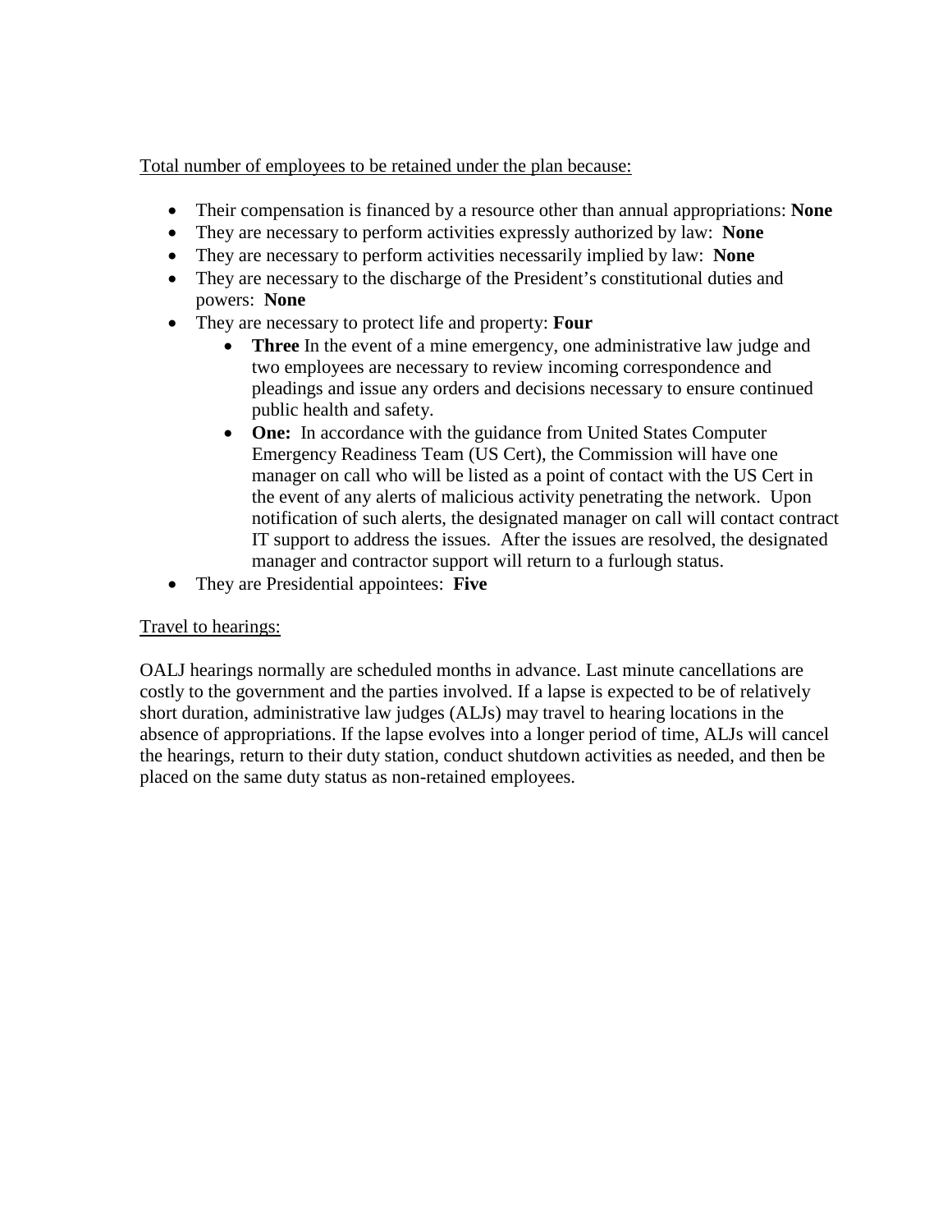Total number of employees to be retained under the plan because:

- Their compensation is financed by a resource other than annual appropriations: **None**
- They are necessary to perform activities expressly authorized by law: **None**
- They are necessary to perform activities necessarily implied by law: **None**
- They are necessary to the discharge of the President's constitutional duties and powers: **None**
- They are necessary to protect life and property: **Four**
    - **Three** In the event of a mine emergency, one administrative law judge and two employees are necessary to review incoming correspondence and pleadings and issue any orders and decisions necessary to ensure continued public health and safety.
    - **One:** In accordance with the guidance from United States Computer Emergency Readiness Team (US Cert), the Commission will have one manager on call who will be listed as a point of contact with the US Cert in the event of any alerts of malicious activity penetrating the network. Upon notification of such alerts, the designated manager on call will contact contract IT support to address the issues. After the issues are resolved, the designated manager and contractor support will return to a furlough status.
- They are Presidential appointees: **Five**

Travel to hearings:

OALJ hearings normally are scheduled months in advance. Last minute cancellations are costly to the government and the parties involved. If a lapse is expected to be of relatively short duration, administrative law judges (ALJs) may travel to hearing locations in the absence of appropriations. If the lapse evolves into a longer period of time, ALJs will cancel the hearings, return to their duty station, conduct shutdown activities as needed, and then be placed on the same duty status as non-retained employees.